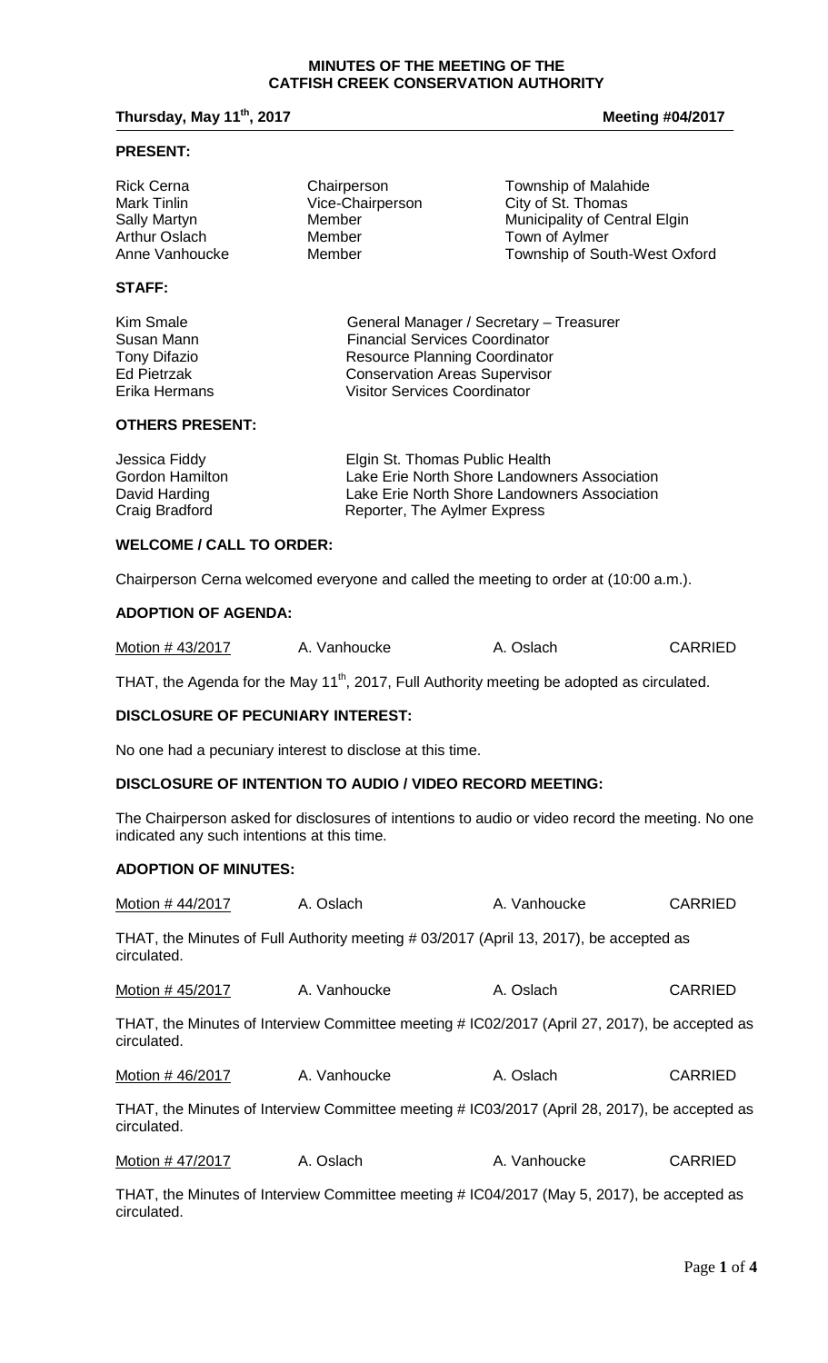# MINUTES OF THE MEETING OF THE CATFISH CREEK CONSERVATION AUTHORITY

**Thursday, May 11th, 2017** **Meeting #04/2017**

## PRESENT:

| | | |
|---|---|---|
| Rick Cerna | Chairperson | Township of Malahide |
| Mark Tinlin | Vice-Chairperson | City of St. Thomas |
| Sally Martyn | Member | Municipality of Central Elgin |
| Arthur Oslach | Member | Town of Aylmer |
| Anne Vanhoucke | Member | Township of South-West Oxford |

## STAFF:

| | |
|---|---|
| Kim Smale | General Manager / Secretary – Treasurer |
| Susan Mann | Financial Services Coordinator |
| Tony Difazio | Resource Planning Coordinator |
| Ed Pietrzak | Conservation Areas Supervisor |
| Erika Hermans | Visitor Services Coordinator |

## OTHERS PRESENT:

| | |
|---|---|
| Jessica Fiddy | Elgin St. Thomas Public Health |
| Gordon Hamilton | Lake Erie North Shore Landowners Association |
| David Harding | Lake Erie North Shore Landowners Association |
| Craig Bradford | Reporter, The Aylmer Express |

## WELCOME / CALL TO ORDER:

Chairperson Cerna welcomed everyone and called the meeting to order at (10:00 a.m.).

## ADOPTION OF AGENDA:

| Motion # 43/2017 | A. Vanhoucke | A. Oslach | CARRIED |
|---|---|---|---|

THAT, the Agenda for the May 11th, 2017, Full Authority meeting be adopted as circulated.

## DISCLOSURE OF PECUNIARY INTEREST:

No one had a pecuniary interest to disclose at this time.

## DISCLOSURE OF INTENTION TO AUDIO / VIDEO RECORD MEETING:

The Chairperson asked for disclosures of intentions to audio or video record the meeting. No one indicated any such intentions at this time.

## ADOPTION OF MINUTES:

| Motion # 44/2017 | A. Oslach | A. Vanhoucke | CARRIED |
|---|---|---|---|

THAT, the Minutes of Full Authority meeting # 03/2017 (April 13, 2017), be accepted as circulated.

| Motion # 45/2017 | A. Vanhoucke | A. Oslach | CARRIED |
|---|---|---|---|

THAT, the Minutes of Interview Committee meeting # IC02/2017 (April 27, 2017), be accepted as circulated.

| Motion # 46/2017 | A. Vanhoucke | A. Oslach | CARRIED |
|---|---|---|---|

THAT, the Minutes of Interview Committee meeting # IC03/2017 (April 28, 2017), be accepted as circulated.

| Motion # 47/2017 | A. Oslach | A. Vanhoucke | CARRIED |
|---|---|---|---|

THAT, the Minutes of Interview Committee meeting # IC04/2017 (May 5, 2017), be accepted as circulated.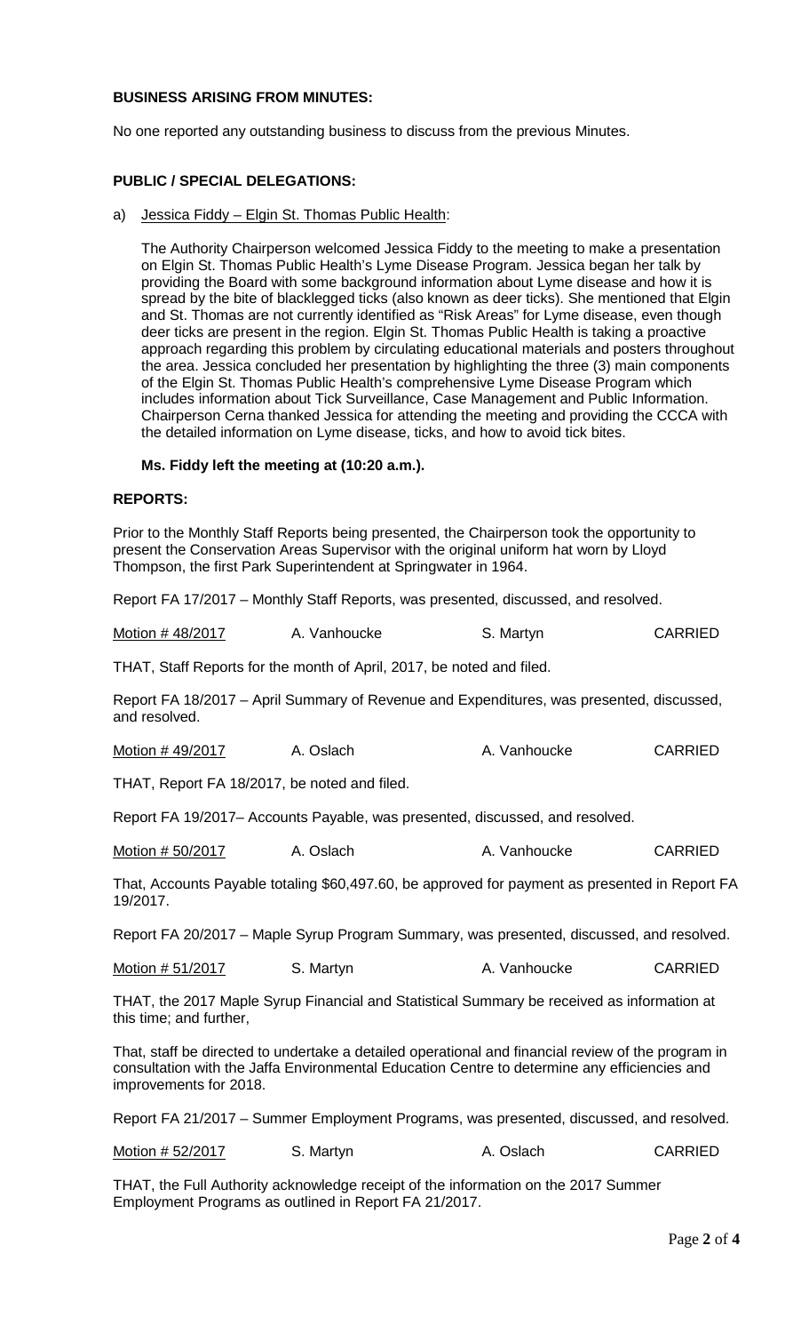**BUSINESS ARISING FROM MINUTES:**

No one reported any outstanding business to discuss from the previous Minutes.

**PUBLIC / SPECIAL DELEGATIONS:**

a) Jessica Fiddy – Elgin St. Thomas Public Health:

The Authority Chairperson welcomed Jessica Fiddy to the meeting to make a presentation on Elgin St. Thomas Public Health's Lyme Disease Program. Jessica began her talk by providing the Board with some background information about Lyme disease and how it is spread by the bite of blacklegged ticks (also known as deer ticks). She mentioned that Elgin and St. Thomas are not currently identified as "Risk Areas" for Lyme disease, even though deer ticks are present in the region. Elgin St. Thomas Public Health is taking a proactive approach regarding this problem by circulating educational materials and posters throughout the area. Jessica concluded her presentation by highlighting the three (3) main components of the Elgin St. Thomas Public Health's comprehensive Lyme Disease Program which includes information about Tick Surveillance, Case Management and Public Information. Chairperson Cerna thanked Jessica for attending the meeting and providing the CCCA with the detailed information on Lyme disease, ticks, and how to avoid tick bites.

**Ms. Fiddy left the meeting at (10:20 a.m.).**

**REPORTS:**

Prior to the Monthly Staff Reports being presented, the Chairperson took the opportunity to present the Conservation Areas Supervisor with the original uniform hat worn by Lloyd Thompson, the first Park Superintendent at Springwater in 1964.

Report FA 17/2017 – Monthly Staff Reports, was presented, discussed, and resolved.

| Motion # 48/2017 | A. Vanhoucke | S. Martyn | CARRIED |
|---|---|---|---|

THAT, Staff Reports for the month of April, 2017, be noted and filed.

Report FA 18/2017 – April Summary of Revenue and Expenditures, was presented, discussed, and resolved.

| Motion # 49/2017 | A. Oslach | A. Vanhoucke | CARRIED |
|---|---|---|---|

THAT, Report FA 18/2017, be noted and filed.

Report FA 19/2017– Accounts Payable, was presented, discussed, and resolved.

| Motion # 50/2017 | A. Oslach | A. Vanhoucke | CARRIED |
|---|---|---|---|

That, Accounts Payable totaling $60,497.60, be approved for payment as presented in Report FA 19/2017.

Report FA 20/2017 – Maple Syrup Program Summary, was presented, discussed, and resolved.

| Motion # 51/2017 | S. Martyn | A. Vanhoucke | CARRIED |
|---|---|---|---|

THAT, the 2017 Maple Syrup Financial and Statistical Summary be received as information at this time; and further,

That, staff be directed to undertake a detailed operational and financial review of the program in consultation with the Jaffa Environmental Education Centre to determine any efficiencies and improvements for 2018.

Report FA 21/2017 – Summer Employment Programs, was presented, discussed, and resolved.

| Motion # 52/2017 | S. Martyn | A. Oslach | CARRIED |
|---|---|---|---|

THAT, the Full Authority acknowledge receipt of the information on the 2017 Summer Employment Programs as outlined in Report FA 21/2017.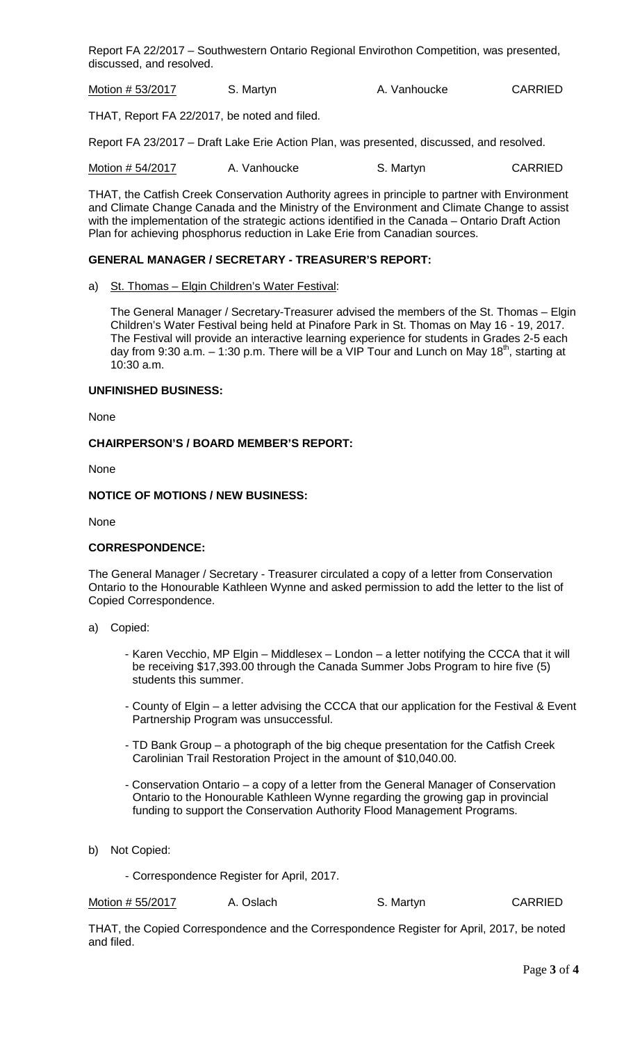Report FA 22/2017 – Southwestern Ontario Regional Envirothon Competition, was presented, discussed, and resolved.

| Motion # 53/2017 | S. Martyn | A. Vanhoucke | CARRIED |
|---|---|---|---|

THAT, Report FA 22/2017, be noted and filed.

Report FA 23/2017 – Draft Lake Erie Action Plan, was presented, discussed, and resolved.

| Motion # 54/2017 | A. Vanhoucke | S. Martyn | CARRIED |
|---|---|---|---|

THAT, the Catfish Creek Conservation Authority agrees in principle to partner with Environment and Climate Change Canada and the Ministry of the Environment and Climate Change to assist with the implementation of the strategic actions identified in the Canada – Ontario Draft Action Plan for achieving phosphorus reduction in Lake Erie from Canadian sources.

**GENERAL MANAGER / SECRETARY - TREASURER'S REPORT:**

a) St. Thomas – Elgin Children's Water Festival:

   The General Manager / Secretary-Treasurer advised the members of the St. Thomas – Elgin Children's Water Festival being held at Pinafore Park in St. Thomas on May 16 - 19, 2017. The Festival will provide an interactive learning experience for students in Grades 2-5 each day from 9:30 a.m. – 1:30 p.m. There will be a VIP Tour and Lunch on May 18th, starting at 10:30 a.m.

**UNFINISHED BUSINESS:**

None

**CHAIRPERSON'S / BOARD MEMBER'S REPORT:**

None

**NOTICE OF MOTIONS / NEW BUSINESS:**

None

**CORRESPONDENCE:**

The General Manager / Secretary - Treasurer circulated a copy of a letter from Conservation Ontario to the Honourable Kathleen Wynne and asked permission to add the letter to the list of Copied Correspondence.

a) Copied:

   - Karen Vecchio, MP Elgin – Middlesex – London – a letter notifying the CCCA that it will be receiving $17,393.00 through the Canada Summer Jobs Program to hire five (5) students this summer.
   - County of Elgin – a letter advising the CCCA that our application for the Festival & Event Partnership Program was unsuccessful.
   - TD Bank Group – a photograph of the big cheque presentation for the Catfish Creek Carolinian Trail Restoration Project in the amount of $10,040.00.
   - Conservation Ontario – a copy of a letter from the General Manager of Conservation Ontario to the Honourable Kathleen Wynne regarding the growing gap in provincial funding to support the Conservation Authority Flood Management Programs.

b) Not Copied:

   - Correspondence Register for April, 2017.

| Motion # 55/2017 | A. Oslach | S. Martyn | CARRIED |
|---|---|---|---|

THAT, the Copied Correspondence and the Correspondence Register for April, 2017, be noted and filed.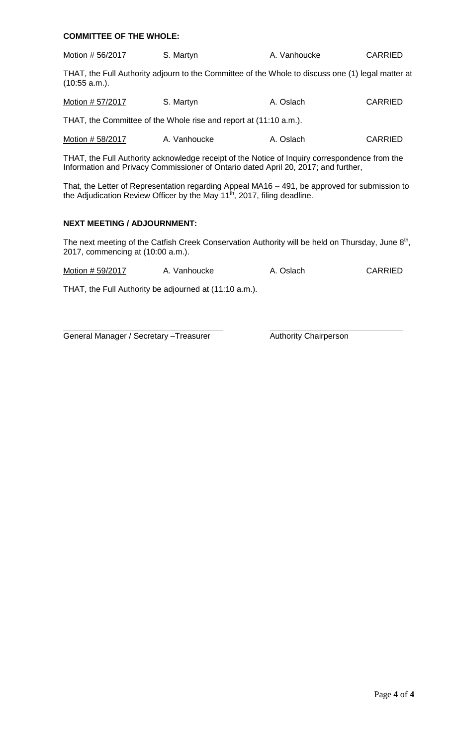**COMMITTEE OF THE WHOLE:**

| | | | |
|---|---|---|---|
| Motion # 56/2017 | S. Martyn | A. Vanhoucke | CARRIED |

THAT, the Full Authority adjourn to the Committee of the Whole to discuss one (1) legal matter at (10:55 a.m.).

| | | | |
|---|---|---|---|
| Motion # 57/2017 | S. Martyn | A. Oslach | CARRIED |

THAT, the Committee of the Whole rise and report at (11:10 a.m.).

| | | | |
|---|---|---|---|
| Motion # 58/2017 | A. Vanhoucke | A. Oslach | CARRIED |

THAT, the Full Authority acknowledge receipt of the Notice of Inquiry correspondence from the Information and Privacy Commissioner of Ontario dated April 20, 2017; and further,

That, the Letter of Representation regarding Appeal MA16 – 491, be approved for submission to the Adjudication Review Officer by the May 11th, 2017, filing deadline.

**NEXT MEETING / ADJOURNMENT:**

The next meeting of the Catfish Creek Conservation Authority will be held on Thursday, June 8th, 2017, commencing at (10:00 a.m.).

| | | | |
|---|---|---|---|
| Motion # 59/2017 | A. Vanhoucke | A. Oslach | CARRIED |

THAT, the Full Authority be adjourned at (11:10 a.m.).

General Manager / Secretary –Treasurer

Authority Chairperson